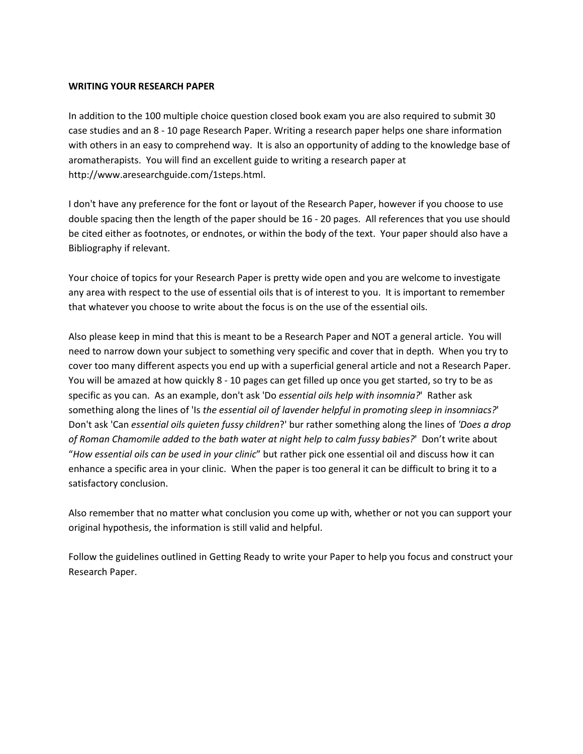**WRITING YOUR RESEARCH PAPER**

In addition to the 100 multiple choice question closed book exam you are also required to submit 30 case studies and an 8 - 10 page Research Paper. Writing a research paper helps one share information with others in an easy to comprehend way. It is also an opportunity of adding to the knowledge base of aromatherapists. You will find an excellent guide to writing a research paper at http://www.aresearchguide.com/1steps.html.

I don't have any preference for the font or layout of the Research Paper, however if you choose to use double spacing then the length of the paper should be 16 - 20 pages. All references that you use should be cited either as footnotes, or endnotes, or within the body of the text. Your paper should also have a Bibliography if relevant.

Your choice of topics for your Research Paper is pretty wide open and you are welcome to investigate any area with respect to the use of essential oils that is of interest to you. It is important to remember that whatever you choose to write about the focus is on the use of the essential oils.

Also please keep in mind that this is meant to be a Research Paper and NOT a general article. You will need to narrow down your subject to something very specific and cover that in depth. When you try to cover too many different aspects you end up with a superficial general article and not a Research Paper. You will be amazed at how quickly 8 - 10 pages can get filled up once you get started, so try to be as specific as you can. As an example, don't ask 'Do *essential oils help with insomnia?*' Rather ask something along the lines of 'Is *the essential oil of lavender helpful in promoting sleep in insomniacs?*' Don't ask 'Can *essential oils quieten fussy children*?' bur rather something along the lines of *'Does a drop of Roman Chamomile added to the bath water at night help to calm fussy babies?*' Don't write about "*How essential oils can be used in your clinic*" but rather pick one essential oil and discuss how it can enhance a specific area in your clinic. When the paper is too general it can be difficult to bring it to a satisfactory conclusion.

Also remember that no matter what conclusion you come up with, whether or not you can support your original hypothesis, the information is still valid and helpful.

Follow the guidelines outlined in Getting Ready to write your Paper to help you focus and construct your Research Paper.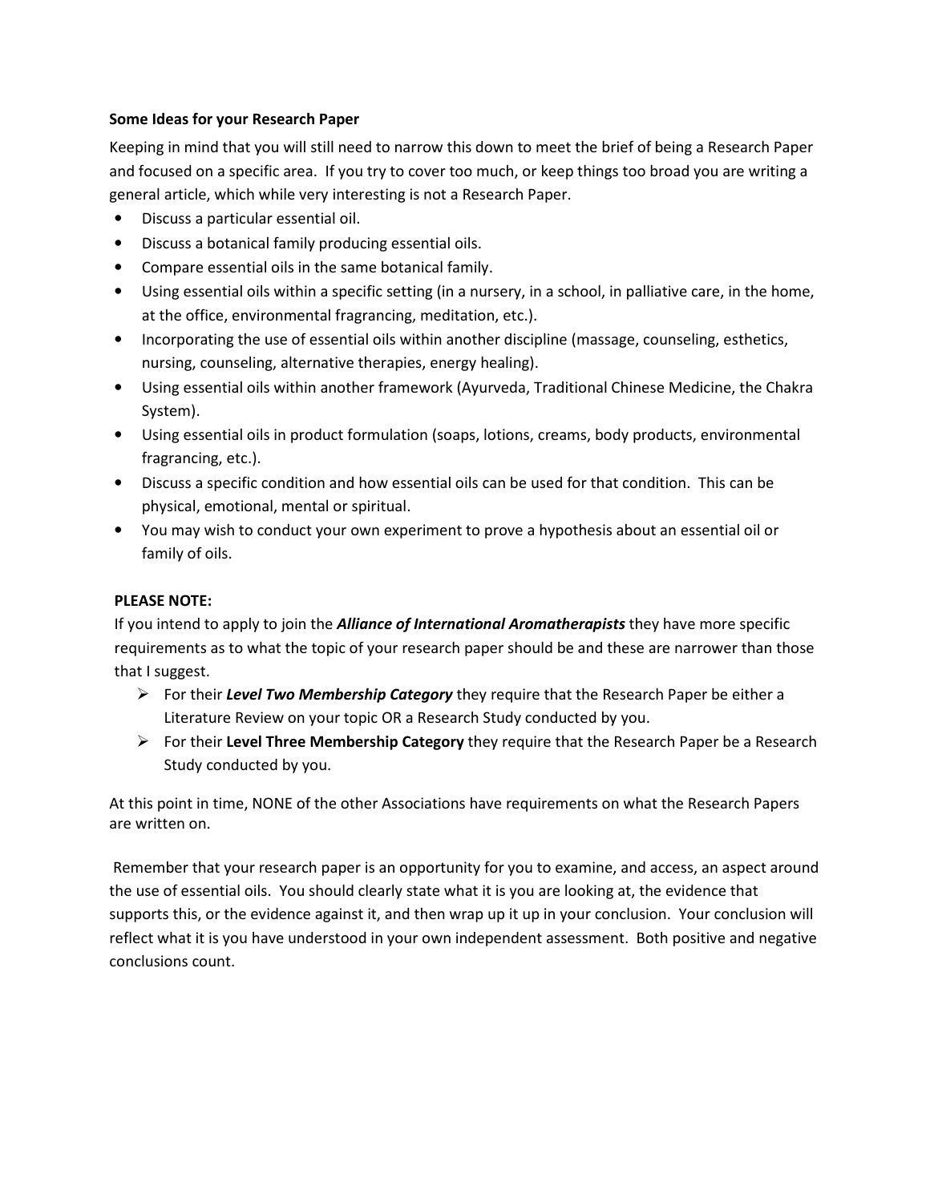**Some Ideas for your Research Paper**

Keeping in mind that you will still need to narrow this down to meet the brief of being a Research Paper and focused on a specific area. If you try to cover too much, or keep things too broad you are writing a general article, which while very interesting is not a Research Paper.

- Discuss a particular essential oil.
- Discuss a botanical family producing essential oils.
- Compare essential oils in the same botanical family.
- Using essential oils within a specific setting (in a nursery, in a school, in palliative care, in the home, at the office, environmental fragrancing, meditation, etc.).
- Incorporating the use of essential oils within another discipline (massage, counseling, esthetics, nursing, counseling, alternative therapies, energy healing).
- Using essential oils within another framework (Ayurveda, Traditional Chinese Medicine, the Chakra System).
- Using essential oils in product formulation (soaps, lotions, creams, body products, environmental fragrancing, etc.).
- Discuss a specific condition and how essential oils can be used for that condition. This can be physical, emotional, mental or spiritual.
- You may wish to conduct your own experiment to prove a hypothesis about an essential oil or family of oils.

**PLEASE NOTE:**

If you intend to apply to join the ***Alliance of International Aromatherapists*** they have more specific requirements as to what the topic of your research paper should be and these are narrower than those that I suggest.

- For their ***Level Two Membership Category*** they require that the Research Paper be either a Literature Review on your topic OR a Research Study conducted by you.
- For their **Level Three Membership Category** they require that the Research Paper be a Research Study conducted by you.

At this point in time, NONE of the other Associations have requirements on what the Research Papers are written on.

Remember that your research paper is an opportunity for you to examine, and access, an aspect around the use of essential oils. You should clearly state what it is you are looking at, the evidence that supports this, or the evidence against it, and then wrap up it up in your conclusion. Your conclusion will reflect what it is you have understood in your own independent assessment. Both positive and negative conclusions count.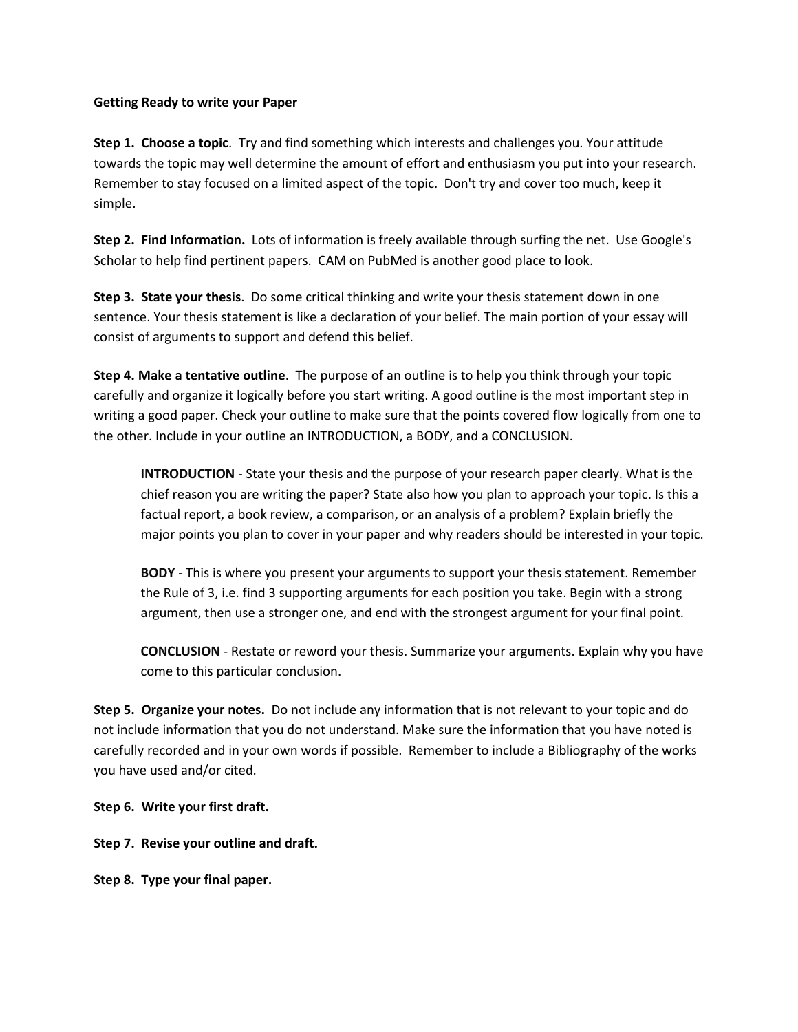**Getting Ready to write your Paper**

**Step 1. Choose a topic**. Try and find something which interests and challenges you. Your attitude towards the topic may well determine the amount of effort and enthusiasm you put into your research. Remember to stay focused on a limited aspect of the topic. Don't try and cover too much, keep it simple.

**Step 2. Find Information.** Lots of information is freely available through surfing the net. Use Google's Scholar to help find pertinent papers. CAM on PubMed is another good place to look.

**Step 3. State your thesis**. Do some critical thinking and write your thesis statement down in one sentence. Your thesis statement is like a declaration of your belief. The main portion of your essay will consist of arguments to support and defend this belief.

**Step 4. Make a tentative outline**. The purpose of an outline is to help you think through your topic carefully and organize it logically before you start writing. A good outline is the most important step in writing a good paper. Check your outline to make sure that the points covered flow logically from one to the other. Include in your outline an INTRODUCTION, a BODY, and a CONCLUSION.

> **INTRODUCTION** - State your thesis and the purpose of your research paper clearly. What is the chief reason you are writing the paper? State also how you plan to approach your topic. Is this a factual report, a book review, a comparison, or an analysis of a problem? Explain briefly the major points you plan to cover in your paper and why readers should be interested in your topic.
>
> **BODY** - This is where you present your arguments to support your thesis statement. Remember the Rule of 3, i.e. find 3 supporting arguments for each position you take. Begin with a strong argument, then use a stronger one, and end with the strongest argument for your final point.
>
> **CONCLUSION** - Restate or reword your thesis. Summarize your arguments. Explain why you have come to this particular conclusion.

**Step 5. Organize your notes.** Do not include any information that is not relevant to your topic and do not include information that you do not understand. Make sure the information that you have noted is carefully recorded and in your own words if possible. Remember to include a Bibliography of the works you have used and/or cited.

**Step 6. Write your first draft.**

**Step 7. Revise your outline and draft.**

**Step 8. Type your final paper.**